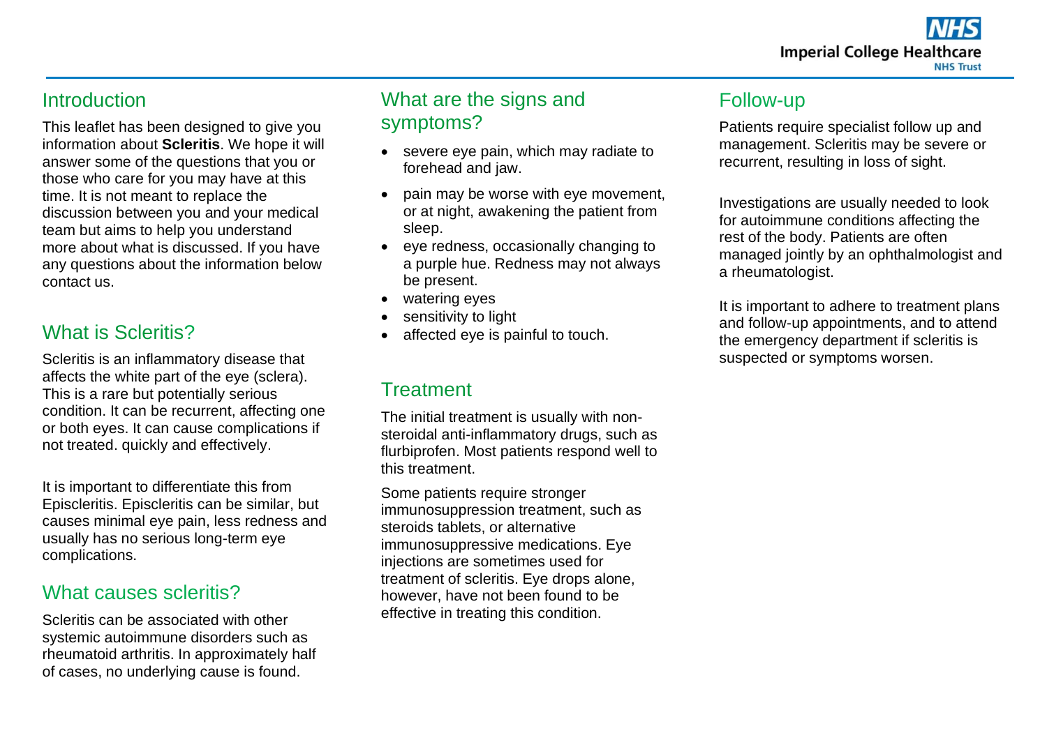## Introduction

This leaflet has been designed to give you information about **Scleritis**. We hope it will answer some of the questions that you or those who care for you may have at this time. It is not meant to replace the discussion between you and your medical team but aims to help you understand more about what is discussed. If you have any questions about the information below contact us.

## What is Scleritis?

Scleritis is an inflammatory disease that affects the white part of the eye (sclera). This is a rare but potentially serious condition. It can be recurrent, affecting one or both eyes. It can cause complications if not treated. quickly and effectively.

It is important to differentiate this from Episcleritis. Episcleritis can be similar, but causes minimal eye pain, less redness and usually has no serious long-term eye complications.

## What causes scleritis?

Scleritis can be associated with other systemic autoimmune disorders such as rheumatoid arthritis. In approximately half of cases, no underlying cause is found.

## What are the signs and symptoms?

- severe eye pain, which may radiate to forehead and jaw.
- pain may be worse with eye movement, or at night, awakening the patient from sleep.
- eye redness, occasionally changing to a purple hue. Redness may not always be present.
- watering eyes
- sensitivity to light
- affected eye is painful to touch.

## Treatment

The initial treatment is usually with non-steroidal anti-inflammatory drugs, such as flurbiprofen. Most patients respond well to this treatment.

Some patients require stronger immunosuppression treatment, such as steroids tablets, or alternative immunosuppressive medications. Eye injections are sometimes used for treatment of scleritis. Eye drops alone, however, have not been found to be effective in treating this condition.

## Follow-up

Patients require specialist follow up and management. Scleritis may be severe or recurrent, resulting in loss of sight.

Investigations are usually needed to look for autoimmune conditions affecting the rest of the body. Patients are often managed jointly by an ophthalmologist and a rheumatologist.

It is important to adhere to treatment plans and follow-up appointments, and to attend the emergency department if scleritis is suspected or symptoms worsen.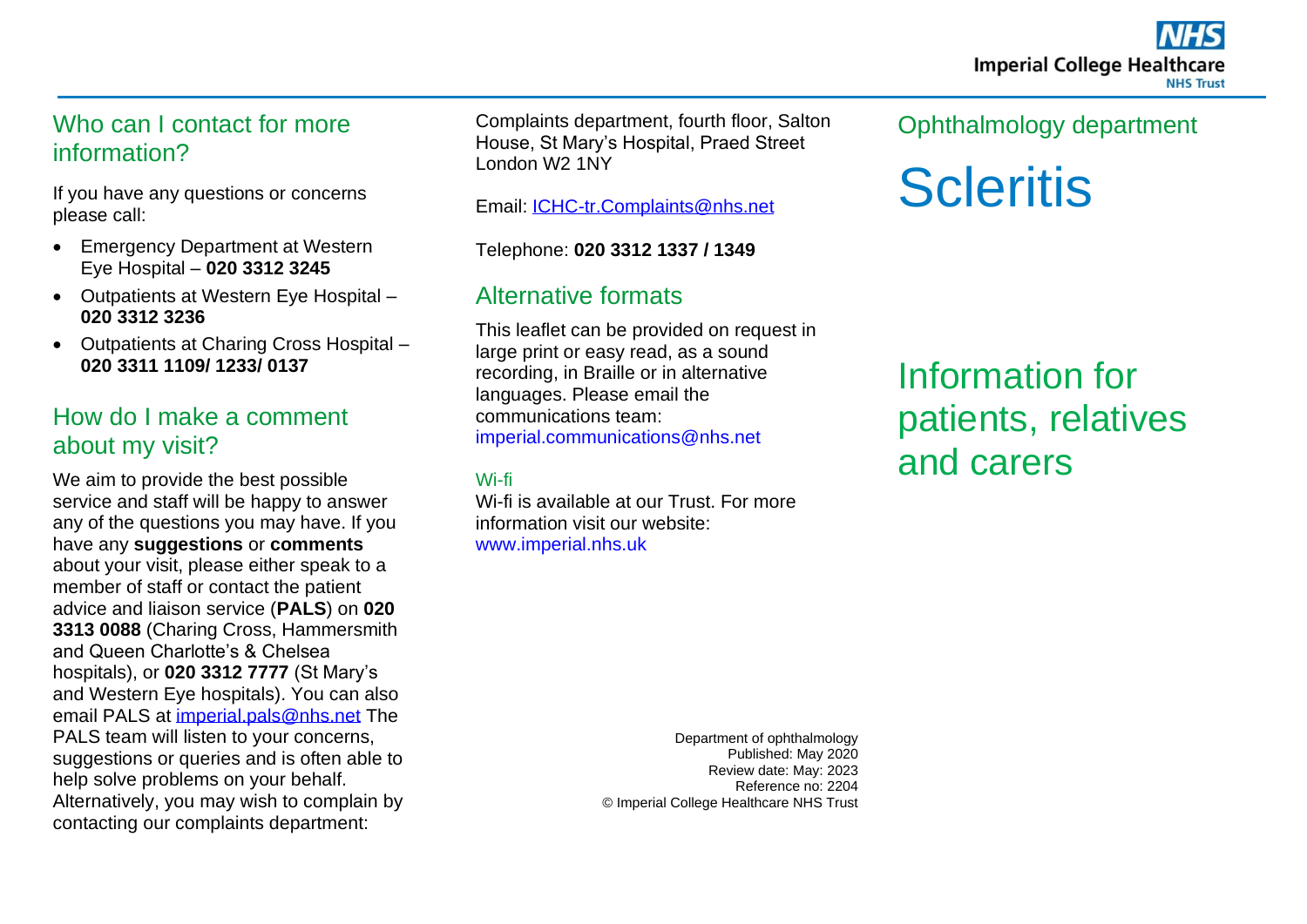## Who can I contact for more information?

If you have any questions or concerns please call:

- Emergency Department at Western Eye Hospital – **020 3312 3245**
- Outpatients at Western Eye Hospital – **020 3312 3236**
- Outpatients at Charing Cross Hospital – **020 3311 1109/ 1233/ 0137**

## How do I make a comment about my visit?

We aim to provide the best possible service and staff will be happy to answer any of the questions you may have. If you have any **suggestions** or **comments** about your visit, please either speak to a member of staff or contact the patient advice and liaison service (**PALS**) on **020 3313 0088** (Charing Cross, Hammersmith and Queen Charlotte's & Chelsea hospitals), or **020 3312 7777** (St Mary's and Western Eye hospitals). You can also email PALS at imperial.pals@nhs.net The PALS team will listen to your concerns, suggestions or queries and is often able to help solve problems on your behalf. Alternatively, you may wish to complain by contacting our complaints department:

Complaints department, fourth floor, Salton House, St Mary's Hospital, Praed Street London W2 1NY

Email: ICHC-tr.Complaints@nhs.net

Telephone: **020 3312 1337 / 1349**

## Alternative formats

This leaflet can be provided on request in large print or easy read, as a sound recording, in Braille or in alternative languages. Please email the communications team: imperial.communications@nhs.net

### Wi-fi

Wi-fi is available at our Trust. For more information visit our website: www.imperial.nhs.uk

Department of ophthalmology
Published: May 2020
Review date: May: 2023
Reference no: 2204
© Imperial College Healthcare NHS Trust

Imperial College Healthcare NHS Trust

Ophthalmology department

# Scleritis

## Information for patients, relatives and carers